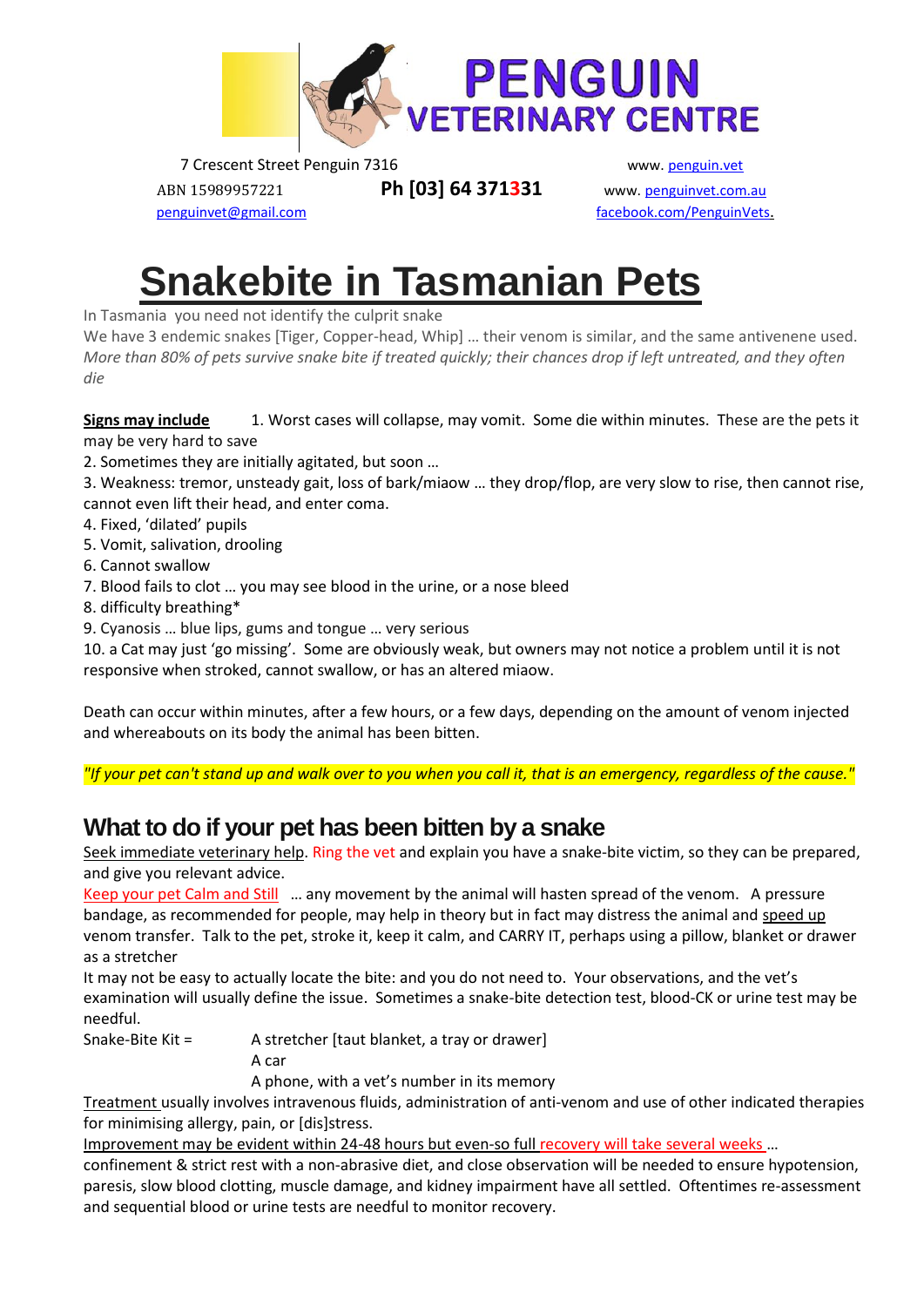# PENGUIN VETERINARY CENTRE

7 Crescent Street Penguin 7316 | ABN 15989957221 | Ph [03] 64 371331 | penguinvet@gmail.com

www. penguin.vet | www. penguinvet.com.au | facebook.com/PenguinVets.

# Snakebite in Tasmanian Pets

In Tasmania you need not identify the culprit snake

We have 3 endemic snakes [Tiger, Copper-head, Whip] … their venom is similar, and the same antivenene used.

*More than 80% of pets survive snake bite if treated quickly; their chances drop if left untreated, and they often die*

**Signs may include**

1. Worst cases will collapse, may vomit. Some die within minutes. These are the pets it may be very hard to save
2. Sometimes they are initially agitated, but soon …
3. Weakness: tremor, unsteady gait, loss of bark/miaow … they drop/flop, are very slow to rise, then cannot rise, cannot even lift their head, and enter coma.
4. Fixed, 'dilated' pupils
5. Vomit, salivation, drooling
6. Cannot swallow
7. Blood fails to clot … you may see blood in the urine, or a nose bleed
8. difficulty breathing*
9. Cyanosis … blue lips, gums and tongue … very serious
10. a Cat may just 'go missing'. Some are obviously weak, but owners may not notice a problem until it is not responsive when stroked, cannot swallow, or has an altered miaow.

Death can occur within minutes, after a few hours, or a few days, depending on the amount of venom injected and whereabouts on its body the animal has been bitten.

*"If your pet can't stand up and walk over to you when you call it, that is an emergency, regardless of the cause."*

## What to do if your pet has been bitten by a snake

Seek immediate veterinary help. Ring the vet and explain you have a snake-bite victim, so they can be prepared, and give you relevant advice.

Keep your pet Calm and Still … any movement by the animal will hasten spread of the venom. A pressure bandage, as recommended for people, may help in theory but in fact may distress the animal and speed up venom transfer. Talk to the pet, stroke it, keep it calm, and CARRY IT, perhaps using a pillow, blanket or drawer as a stretcher

It may not be easy to actually locate the bite: and you do not need to. Your observations, and the vet's examination will usually define the issue. Sometimes a snake-bite detection test, blood-CK or urine test may be needful.

Snake-Bite Kit = A stretcher [taut blanket, a tray or drawer]
A car
A phone, with a vet's number in its memory

Treatment usually involves intravenous fluids, administration of anti-venom and use of other indicated therapies for minimising allergy, pain, or [dis]stress.

Improvement may be evident within 24-48 hours but even-so full recovery will take several weeks … confinement & strict rest with a non-abrasive diet, and close observation will be needed to ensure hypotension, paresis, slow blood clotting, muscle damage, and kidney impairment have all settled. Oftentimes re-assessment and sequential blood or urine tests are needful to monitor recovery.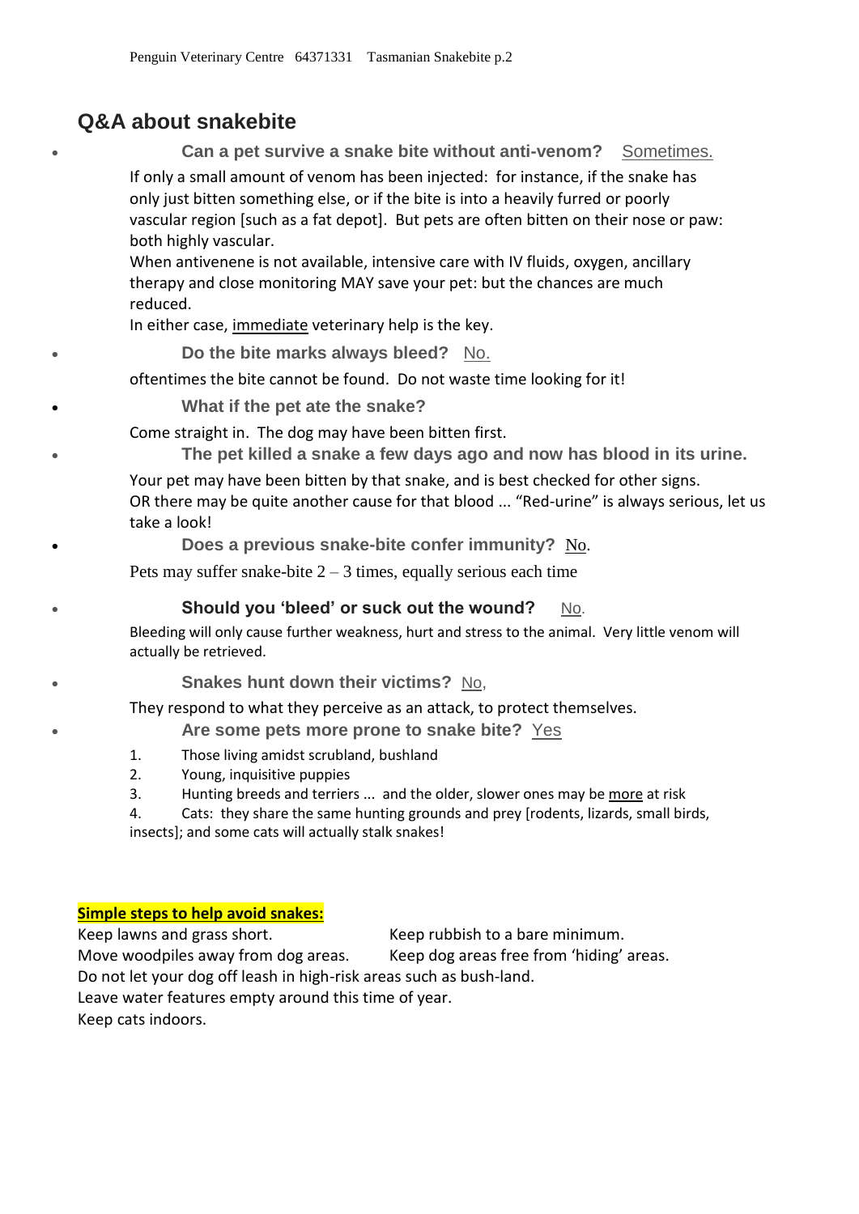## Q&A about snakebite

- **Can a pet survive a snake bite without anti-venom?** Sometimes.

  If only a small amount of venom has been injected: for instance, if the snake has only just bitten something else, or if the bite is into a heavily furred or poorly vascular region [such as a fat depot]. But pets are often bitten on their nose or paw: both highly vascular.

  When antivenene is not available, intensive care with IV fluids, oxygen, ancillary therapy and close monitoring MAY save your pet: but the chances are much reduced.

  In either case, immediate veterinary help is the key.

- **Do the bite marks always bleed?** No.

  oftentimes the bite cannot be found. Do not waste time looking for it!

- **What if the pet ate the snake?**

  Come straight in. The dog may have been bitten first.

- **The pet killed a snake a few days ago and now has blood in its urine.**

  Your pet may have been bitten by that snake, and is best checked for other signs.
  OR there may be quite another cause for that blood ... "Red-urine" is always serious, let us take a look!

- **Does a previous snake-bite confer immunity?** No.

  Pets may suffer snake-bite 2 – 3 times, equally serious each time

- **Should you 'bleed' or suck out the wound?** No.

  Bleeding will only cause further weakness, hurt and stress to the animal. Very little venom will actually be retrieved.

- **Snakes hunt down their victims?** No,

  They respond to what they perceive as an attack, to protect themselves.

- **Are some pets more prone to snake bite?** Yes

  1. Those living amidst scrubland, bushland
  2. Young, inquisitive puppies
  3. Hunting breeds and terriers ... and the older, slower ones may be more at risk
  4. Cats: they share the same hunting grounds and prey [rodents, lizards, small birds, insects]; and some cats will actually stalk snakes!

**Simple steps to help avoid snakes:**

Keep lawns and grass short.
Keep rubbish to a bare minimum.
Move woodpiles away from dog areas.
Keep dog areas free from 'hiding' areas.
Do not let your dog off leash in high-risk areas such as bush-land.
Leave water features empty around this time of year.
Keep cats indoors.